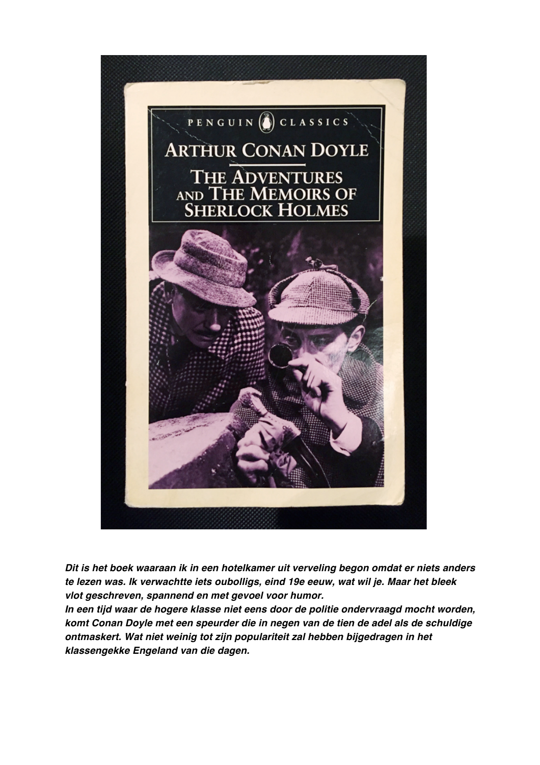***Dit is het boek waaraan ik in een hotelkamer uit verveling begon omdat er niets anders te lezen was. Ik verwachtte iets oubolligs, eind 19e eeuw, wat wil je. Maar het bleek vlot geschreven, spannend en met gevoel voor humor.***

***In een tijd waar de hogere klasse niet eens door de politie ondervraagd mocht worden, komt Conan Doyle met een speurder die in negen van de tien de adel als de schuldige ontmaskert. Wat niet weinig tot zijn populariteit zal hebben bijgedragen in het klassengekke Engeland van die dagen.***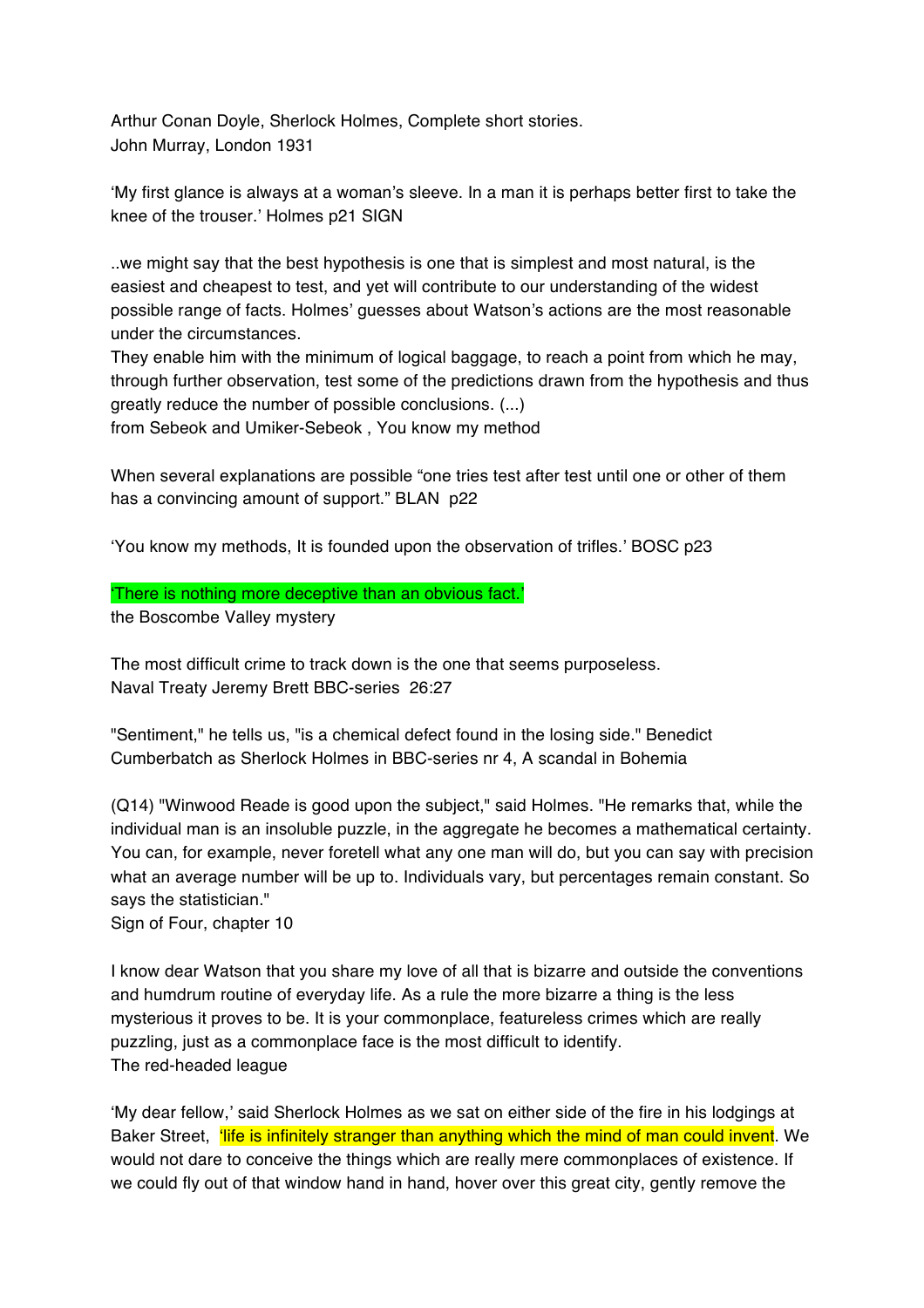Arthur Conan Doyle, Sherlock Holmes, Complete short stories.
John Murray, London 1931

'My first glance is always at a woman's sleeve. In a man it is perhaps better first to take the knee of the trouser.' Holmes p21 SIGN

..we might say that the best hypothesis is one that is simplest and most natural, is the easiest and cheapest to test, and yet will contribute to our understanding of the widest possible range of facts. Holmes' guesses about Watson's actions are the most reasonable under the circumstances.
They enable him with the minimum of logical baggage, to reach a point from which he may, through further observation, test some of the predictions drawn from the hypothesis and thus greatly reduce the number of possible conclusions. (...)
from Sebeok and Umiker-Sebeok , You know my method

When several explanations are possible "one tries test after test until one or other of them has a convincing amount of support." BLAN p22

'You know my methods, It is founded upon the observation of trifles.' BOSC p23

'There is nothing more deceptive than an obvious fact.'
the Boscombe Valley mystery

The most difficult crime to track down is the one that seems purposeless.
Naval Treaty Jeremy Brett BBC-series 26:27

"Sentiment," he tells us, "is a chemical defect found in the losing side." Benedict Cumberbatch as Sherlock Holmes in BBC-series nr 4, A scandal in Bohemia

(Q14) "Winwood Reade is good upon the subject," said Holmes. "He remarks that, while the individual man is an insoluble puzzle, in the aggregate he becomes a mathematical certainty. You can, for example, never foretell what any one man will do, but you can say with precision what an average number will be up to. Individuals vary, but percentages remain constant. So says the statistician."
Sign of Four, chapter 10

I know dear Watson that you share my love of all that is bizarre and outside the conventions and humdrum routine of everyday life. As a rule the more bizarre a thing is the less mysterious it proves to be. It is your commonplace, featureless crimes which are really puzzling, just as a commonplace face is the most difficult to identify.
The red-headed league

'My dear fellow,' said Sherlock Holmes as we sat on either side of the fire in his lodgings at Baker Street, 'life is infinitely stranger than anything which the mind of man could invent. We would not dare to conceive the things which are really mere commonplaces of existence. If we could fly out of that window hand in hand, hover over this great city, gently remove the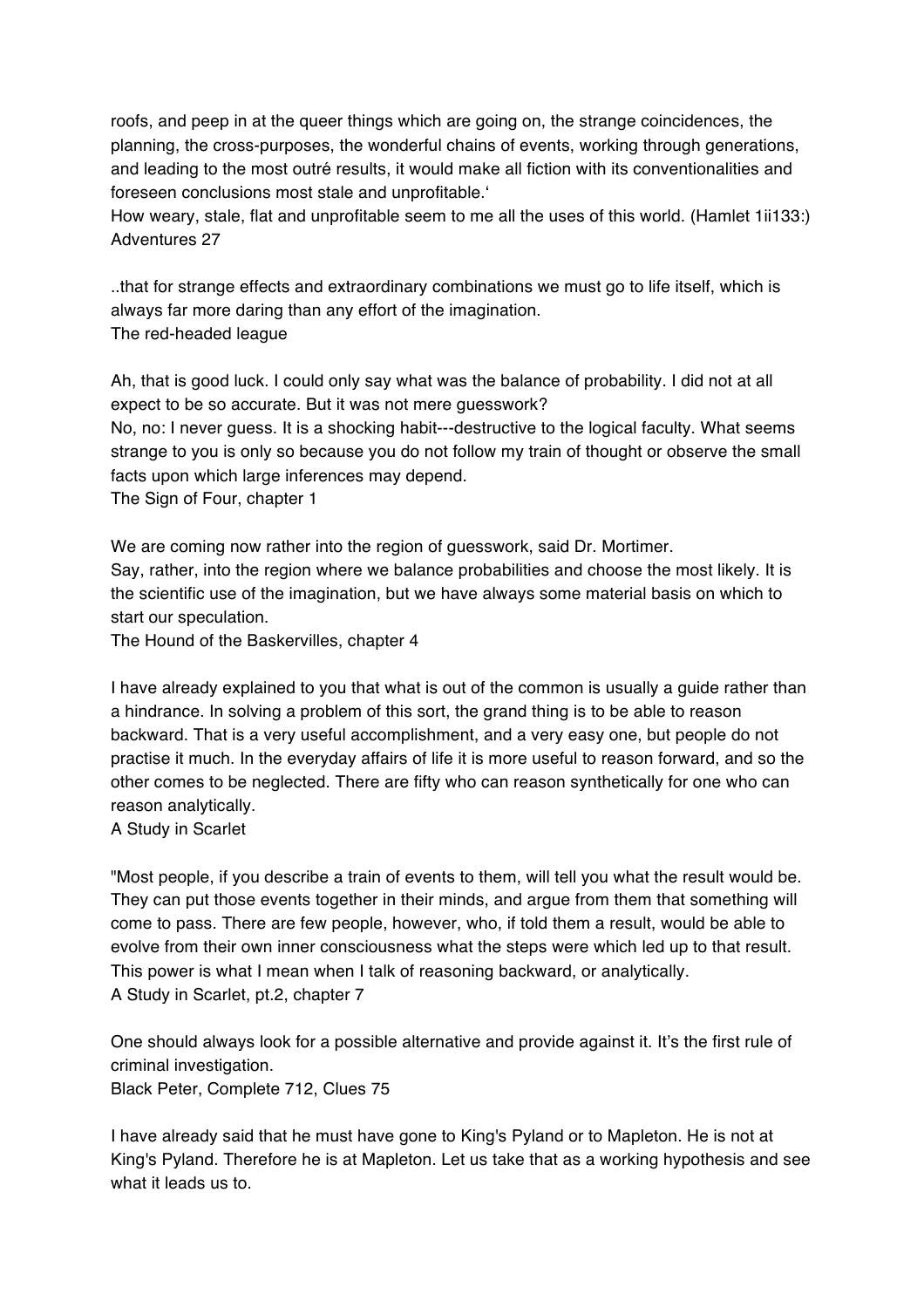roofs, and peep in at the queer things which are going on, the strange coincidences, the planning, the cross-purposes, the wonderful chains of events, working through generations, and leading to the most outré results, it would make all fiction with its conventionalities and foreseen conclusions most stale and unprofitable.'
How weary, stale, flat and unprofitable seem to me all the uses of this world. (Hamlet 1ii133:)
Adventures 27

..that for strange effects and extraordinary combinations we must go to life itself, which is always far more daring than any effort of the imagination.
The red-headed league

Ah, that is good luck. I could only say what was the balance of probability. I did not at all expect to be so accurate. But it was not mere guesswork?
No, no: I never guess. It is a shocking habit---destructive to the logical faculty. What seems strange to you is only so because you do not follow my train of thought or observe the small facts upon which large inferences may depend.
The Sign of Four, chapter 1

We are coming now rather into the region of guesswork, said Dr. Mortimer.
Say, rather, into the region where we balance probabilities and choose the most likely. It is the scientific use of the imagination, but we have always some material basis on which to start our speculation.
The Hound of the Baskervilles, chapter 4

I have already explained to you that what is out of the common is usually a guide rather than a hindrance. In solving a problem of this sort, the grand thing is to be able to reason backward. That is a very useful accomplishment, and a very easy one, but people do not practise it much. In the everyday affairs of life it is more useful to reason forward, and so the other comes to be neglected. There are fifty who can reason synthetically for one who can reason analytically.
A Study in Scarlet

"Most people, if you describe a train of events to them, will tell you what the result would be. They can put those events together in their minds, and argue from them that something will come to pass. There are few people, however, who, if told them a result, would be able to evolve from their own inner consciousness what the steps were which led up to that result. This power is what I mean when I talk of reasoning backward, or analytically.
A Study in Scarlet, pt.2, chapter 7

One should always look for a possible alternative and provide against it. It's the first rule of criminal investigation.
Black Peter, Complete 712, Clues 75

I have already said that he must have gone to King's Pyland or to Mapleton. He is not at King's Pyland. Therefore he is at Mapleton. Let us take that as a working hypothesis and see what it leads us to.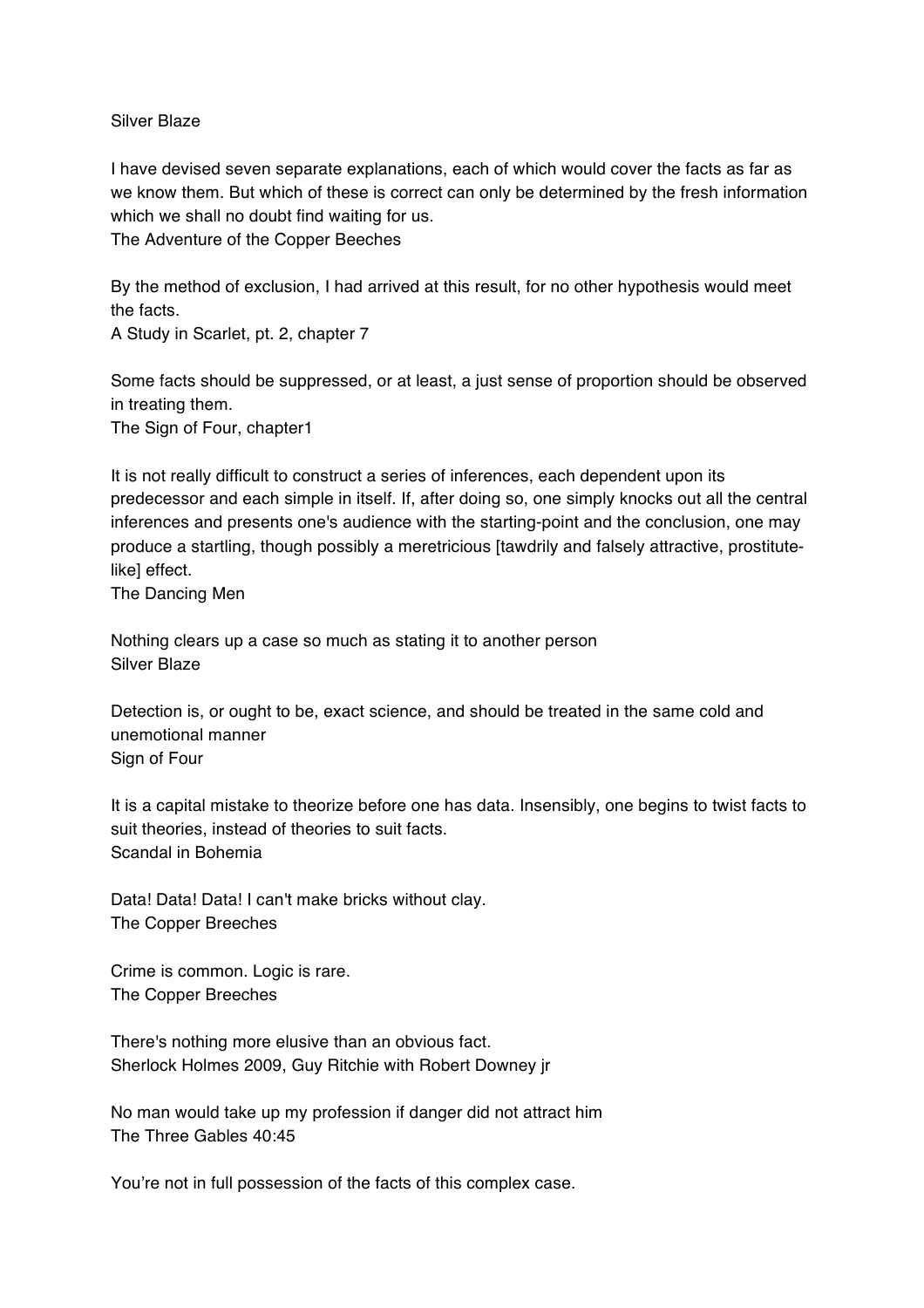Silver Blaze

I have devised seven separate explanations, each of which would cover the facts as far as we know them. But which of these is correct can only be determined by the fresh information which we shall no doubt find waiting for us.
The Adventure of the Copper Beeches

By the method of exclusion, I had arrived at this result, for no other hypothesis would meet the facts.
A Study in Scarlet, pt. 2, chapter 7

Some facts should be suppressed, or at least, a just sense of proportion should be observed in treating them.
The Sign of Four, chapter1

It is not really difficult to construct a series of inferences, each dependent upon its predecessor and each simple in itself. If, after doing so, one simply knocks out all the central inferences and presents one's audience with the starting-point and the conclusion, one may produce a startling, though possibly a meretricious [tawdrily and falsely attractive, prostitute-like] effect.
The Dancing Men

Nothing clears up a case so much as stating it to another person
Silver Blaze

Detection is, or ought to be, exact science, and should be treated in the same cold and unemotional manner
Sign of Four

It is a capital mistake to theorize before one has data. Insensibly, one begins to twist facts to suit theories, instead of theories to suit facts.
Scandal in Bohemia

Data! Data! Data! I can't make bricks without clay.
The Copper Breeches

Crime is common. Logic is rare.
The Copper Breeches

There's nothing more elusive than an obvious fact.
Sherlock Holmes 2009, Guy Ritchie with Robert Downey jr

No man would take up my profession if danger did not attract him
The Three Gables 40:45

You're not in full possession of the facts of this complex case.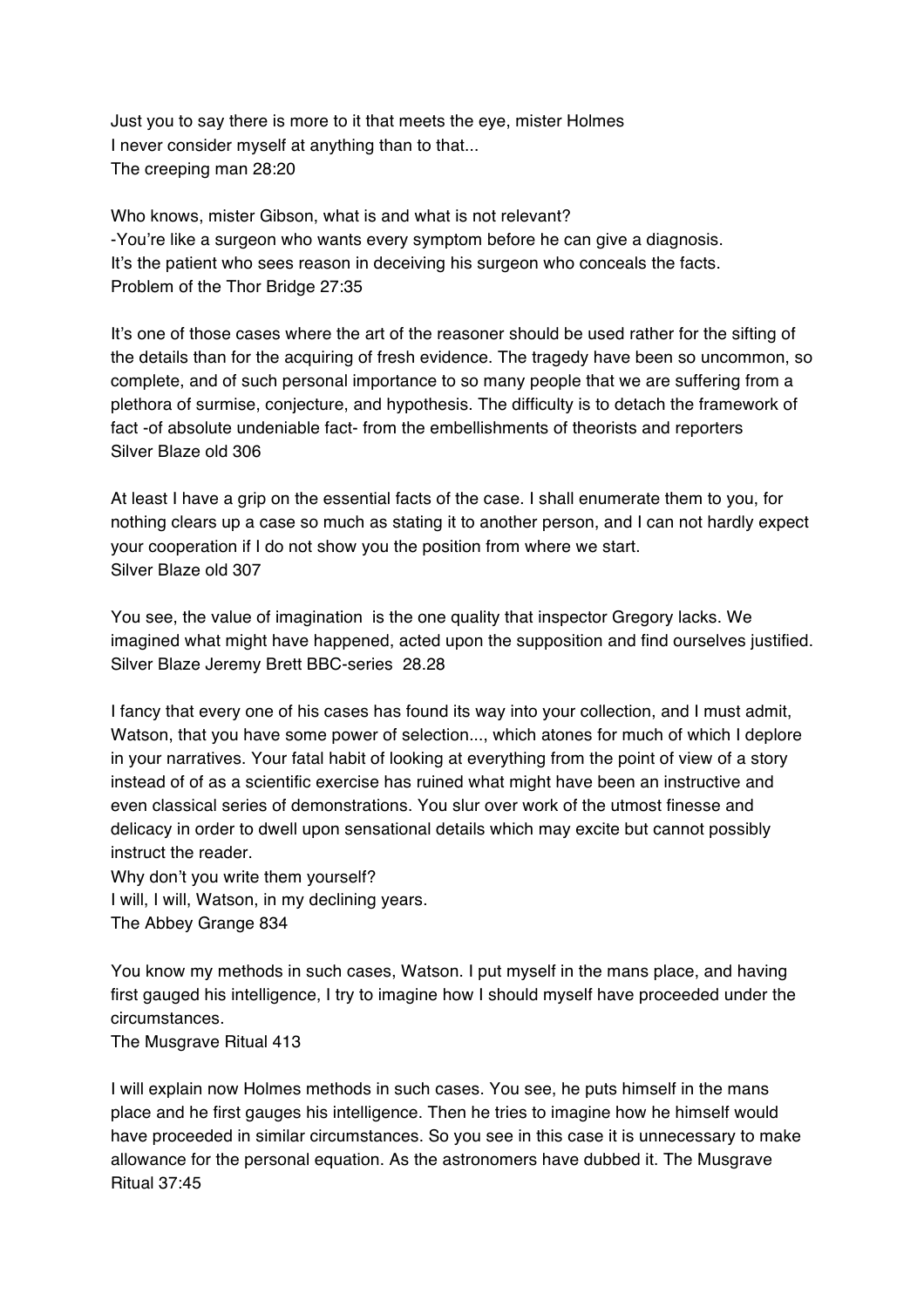Just you to say there is more to it that meets the eye, mister Holmes
I never consider myself at anything than to that...
The creeping man 28:20

Who knows, mister Gibson, what is and what is not relevant?
-You're like a surgeon who wants every symptom before he can give a diagnosis.
It's the patient who sees reason in deceiving his surgeon who conceals the facts.
Problem of the Thor Bridge 27:35

It's one of those cases where the art of the reasoner should be used rather for the sifting of the details than for the acquiring of fresh evidence. The tragedy have been so uncommon, so complete, and of such personal importance to so many people that we are suffering from a plethora of surmise, conjecture, and hypothesis. The difficulty is to detach the framework of fact -of absolute undeniable fact- from the embellishments of theorists and reporters
Silver Blaze old 306

At least I have a grip on the essential facts of the case. I shall enumerate them to you, for nothing clears up a case so much as stating it to another person, and I can not hardly expect your cooperation if I do not show you the position from where we start.
Silver Blaze old 307

You see, the value of imagination  is the one quality that inspector Gregory lacks. We imagined what might have happened, acted upon the supposition and find ourselves justified.
Silver Blaze Jeremy Brett BBC-series  28.28

I fancy that every one of his cases has found its way into your collection, and I must admit, Watson, that you have some power of selection..., which atones for much of which I deplore in your narratives. Your fatal habit of looking at everything from the point of view of a story instead of of as a scientific exercise has ruined what might have been an instructive and even classical series of demonstrations. You slur over work of the utmost finesse and delicacy in order to dwell upon sensational details which may excite but cannot possibly instruct the reader.
Why don't you write them yourself?
I will, I will, Watson, in my declining years.
The Abbey Grange 834

You know my methods in such cases, Watson. I put myself in the mans place, and having first gauged his intelligence, I try to imagine how I should myself have proceeded under the circumstances.
The Musgrave Ritual 413

I will explain now Holmes methods in such cases. You see, he puts himself in the mans place and he first gauges his intelligence. Then he tries to imagine how he himself would have proceeded in similar circumstances. So you see in this case it is unnecessary to make allowance for the personal equation. As the astronomers have dubbed it. The Musgrave Ritual 37:45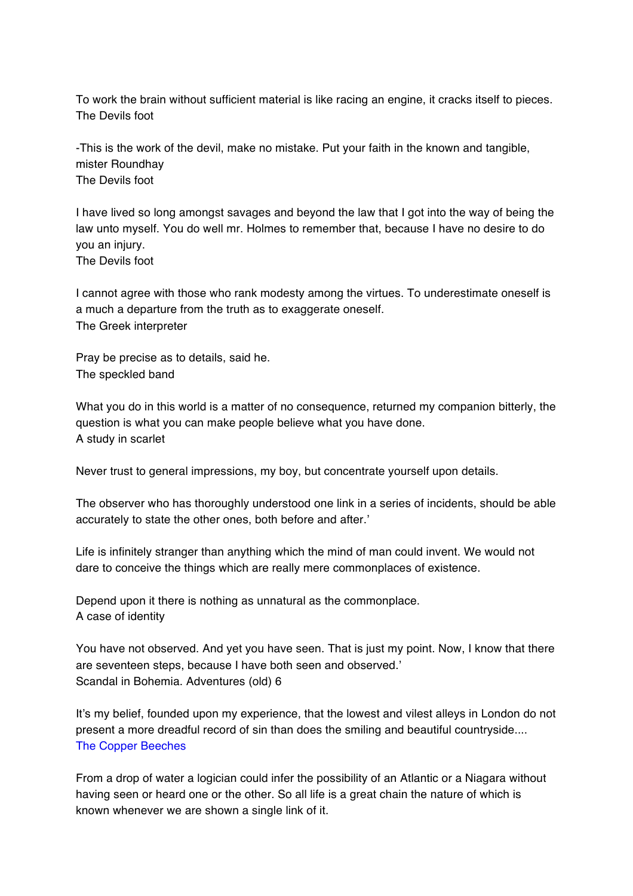To work the brain without sufficient material is like racing an engine, it cracks itself to pieces.
The Devils foot

-This is the work of the devil, make no mistake. Put your faith in the known and tangible, mister Roundhay
The Devils foot

I have lived so long amongst savages and beyond the law that I got into the way of being the law unto myself. You do well mr. Holmes to remember that, because I have no desire to do you an injury.
The Devils foot

I cannot agree with those who rank modesty among the virtues. To underestimate oneself is a much a departure from the truth as to exaggerate oneself.
The Greek interpreter

Pray be precise as to details, said he.
The speckled band

What you do in this world is a matter of no consequence, returned my companion bitterly, the question is what you can make people believe what you have done.
A study in scarlet

Never trust to general impressions, my boy, but concentrate yourself upon details.

The observer who has thoroughly understood one link in a series of incidents, should be able accurately to state the other ones, both before and after.'

Life is infinitely stranger than anything which the mind of man could invent. We would not dare to conceive the things which are really mere commonplaces of existence.

Depend upon it there is nothing as unnatural as the commonplace.
A case of identity

You have not observed. And yet you have seen. That is just my point. Now, I know that there are seventeen steps, because I have both seen and observed.'
Scandal in Bohemia. Adventures (old) 6

It's my belief, founded upon my experience, that the lowest and vilest alleys in London do not present a more dreadful record of sin than does the smiling and beautiful countryside....
The Copper Beeches

From a drop of water a logician could infer the possibility of an Atlantic or a Niagara without having seen or heard one or the other. So all life is a great chain the nature of which is known whenever we are shown a single link of it.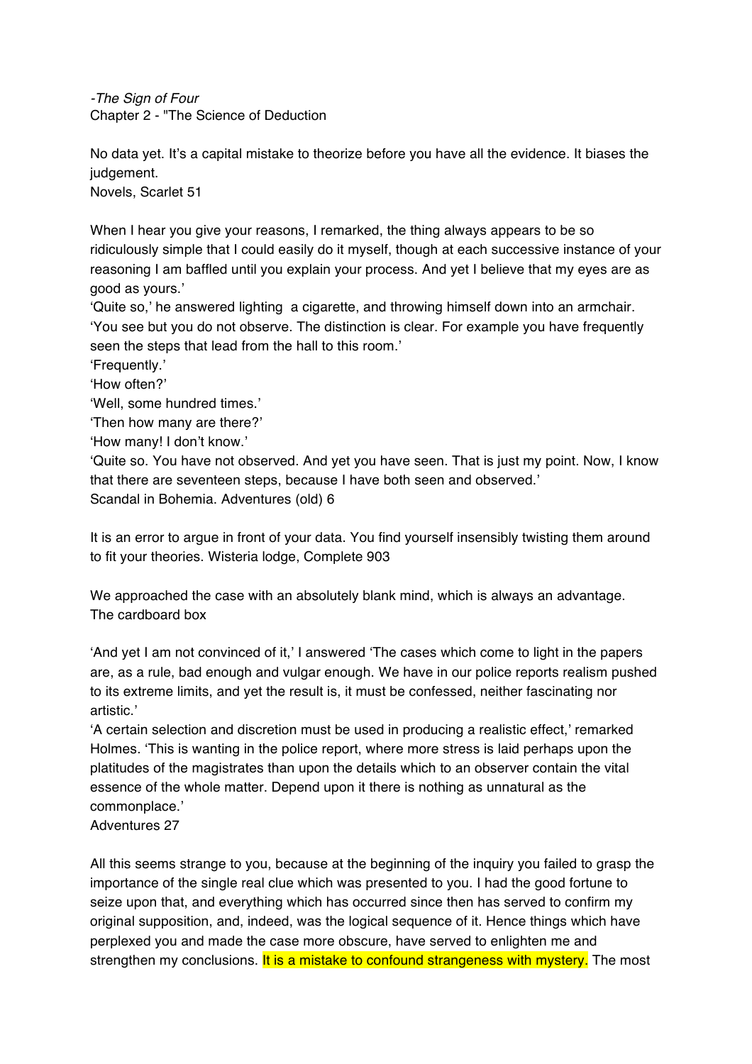*-The Sign of Four*
Chapter 2 - "The Science of Deduction

No data yet. It's a capital mistake to theorize before you have all the evidence. It biases the judgement.
Novels, Scarlet 51

When I hear you give your reasons, I remarked, the thing always appears to be so ridiculously simple that I could easily do it myself, though at each successive instance of your reasoning I am baffled until you explain your process. And yet I believe that my eyes are as good as yours.'
'Quite so,' he answered lighting  a cigarette, and throwing himself down into an armchair. 'You see but you do not observe. The distinction is clear. For example you have frequently seen the steps that lead from the hall to this room.'
'Frequently.'
'How often?'
'Well, some hundred times.'
'Then how many are there?'
'How many! I don't know.'
'Quite so. You have not observed. And yet you have seen. That is just my point. Now, I know that there are seventeen steps, because I have both seen and observed.'
Scandal in Bohemia. Adventures (old) 6

It is an error to argue in front of your data. You find yourself insensibly twisting them around to fit your theories. Wisteria lodge, Complete 903

We approached the case with an absolutely blank mind, which is always an advantage.
The cardboard box

'And yet I am not convinced of it,' I answered 'The cases which come to light in the papers are, as a rule, bad enough and vulgar enough. We have in our police reports realism pushed to its extreme limits, and yet the result is, it must be confessed, neither fascinating nor artistic.'
'A certain selection and discretion must be used in producing a realistic effect,' remarked Holmes. 'This is wanting in the police report, where more stress is laid perhaps upon the platitudes of the magistrates than upon the details which to an observer contain the vital essence of the whole matter. Depend upon it there is nothing as unnatural as the commonplace.'
Adventures 27

All this seems strange to you, because at the beginning of the inquiry you failed to grasp the importance of the single real clue which was presented to you. I had the good fortune to seize upon that, and everything which has occurred since then has served to confirm my original supposition, and, indeed, was the logical sequence of it. Hence things which have perplexed you and made the case more obscure, have served to enlighten me and strengthen my conclusions. It is a mistake to confound strangeness with mystery. The most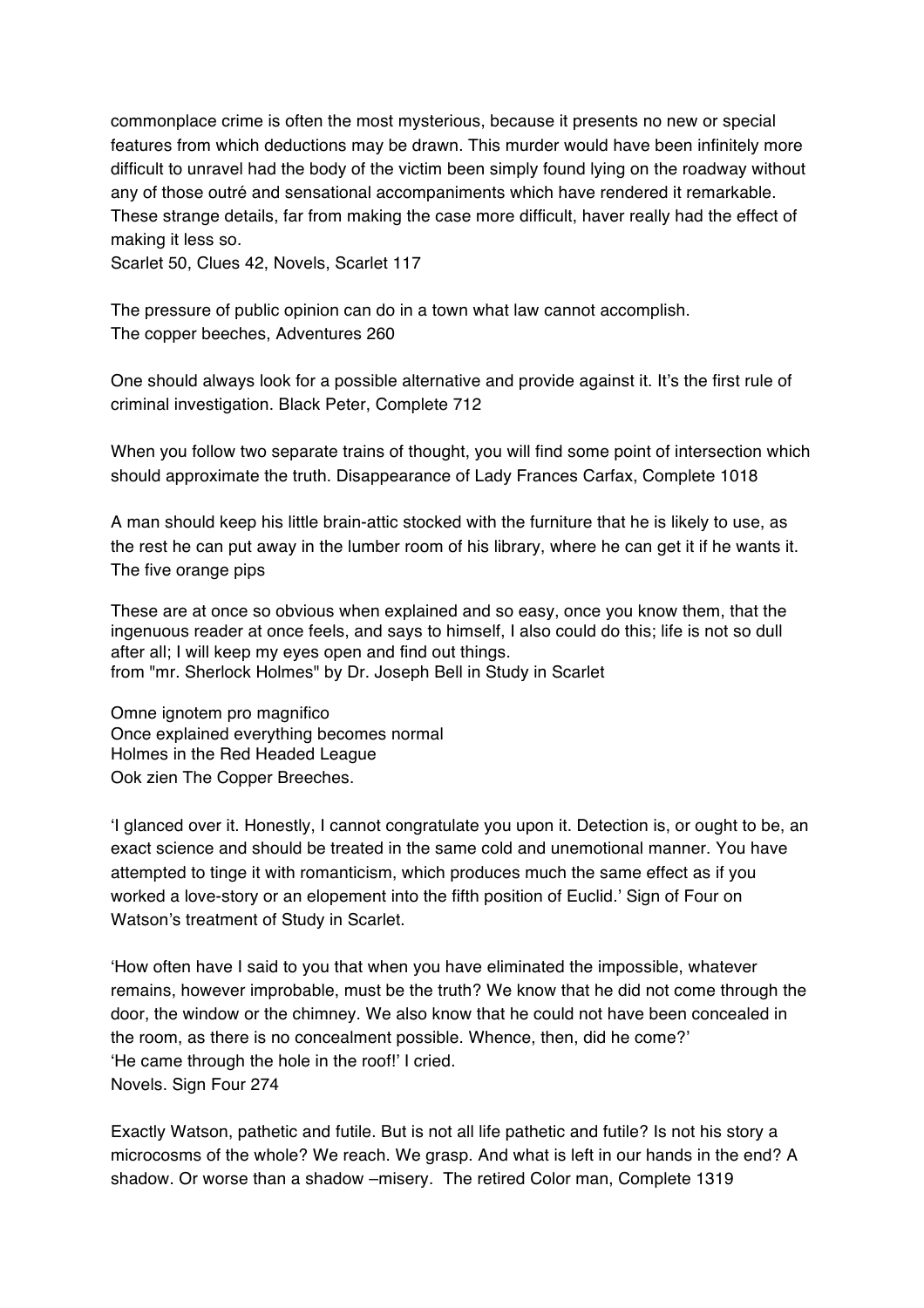commonplace crime is often the most mysterious, because it presents no new or special features from which deductions may be drawn. This murder would have been infinitely more difficult to unravel had the body of the victim been simply found lying on the roadway without any of those outré and sensational accompaniments which have rendered it remarkable. These strange details, far from making the case more difficult, haver really had the effect of making it less so.
Scarlet 50, Clues 42, Novels, Scarlet 117

The pressure of public opinion can do in a town what law cannot accomplish.
The copper beeches, Adventures 260

One should always look for a possible alternative and provide against it. It's the first rule of criminal investigation. Black Peter, Complete 712

When you follow two separate trains of thought, you will find some point of intersection which should approximate the truth. Disappearance of Lady Frances Carfax, Complete 1018

A man should keep his little brain-attic stocked with the furniture that he is likely to use, as the rest he can put away in the lumber room of his library, where he can get it if he wants it.
The five orange pips

These are at once so obvious when explained and so easy, once you know them, that the ingenuous reader at once feels, and says to himself, I also could do this; life is not so dull after all; I will keep my eyes open and find out things.
from "mr. Sherlock Holmes" by Dr. Joseph Bell in Study in Scarlet

Omne ignotem pro magnifico
Once explained everything becomes normal
Holmes in the Red Headed League
Ook zien The Copper Breeches.

'I glanced over it. Honestly, I cannot congratulate you upon it. Detection is, or ought to be, an exact science and should be treated in the same cold and unemotional manner. You have attempted to tinge it with romanticism, which produces much the same effect as if you worked a love-story or an elopement into the fifth position of Euclid.' Sign of Four on Watson's treatment of Study in Scarlet.

'How often have I said to you that when you have eliminated the impossible, whatever remains, however improbable, must be the truth? We know that he did not come through the door, the window or the chimney. We also know that he could not have been concealed in the room, as there is no concealment possible. Whence, then, did he come?'
'He came through the hole in the roof!' I cried.
Novels. Sign Four 274

Exactly Watson, pathetic and futile. But is not all life pathetic and futile? Is not his story a microcosms of the whole? We reach. We grasp. And what is left in our hands in the end? A shadow. Or worse than a shadow –misery. The retired Color man, Complete 1319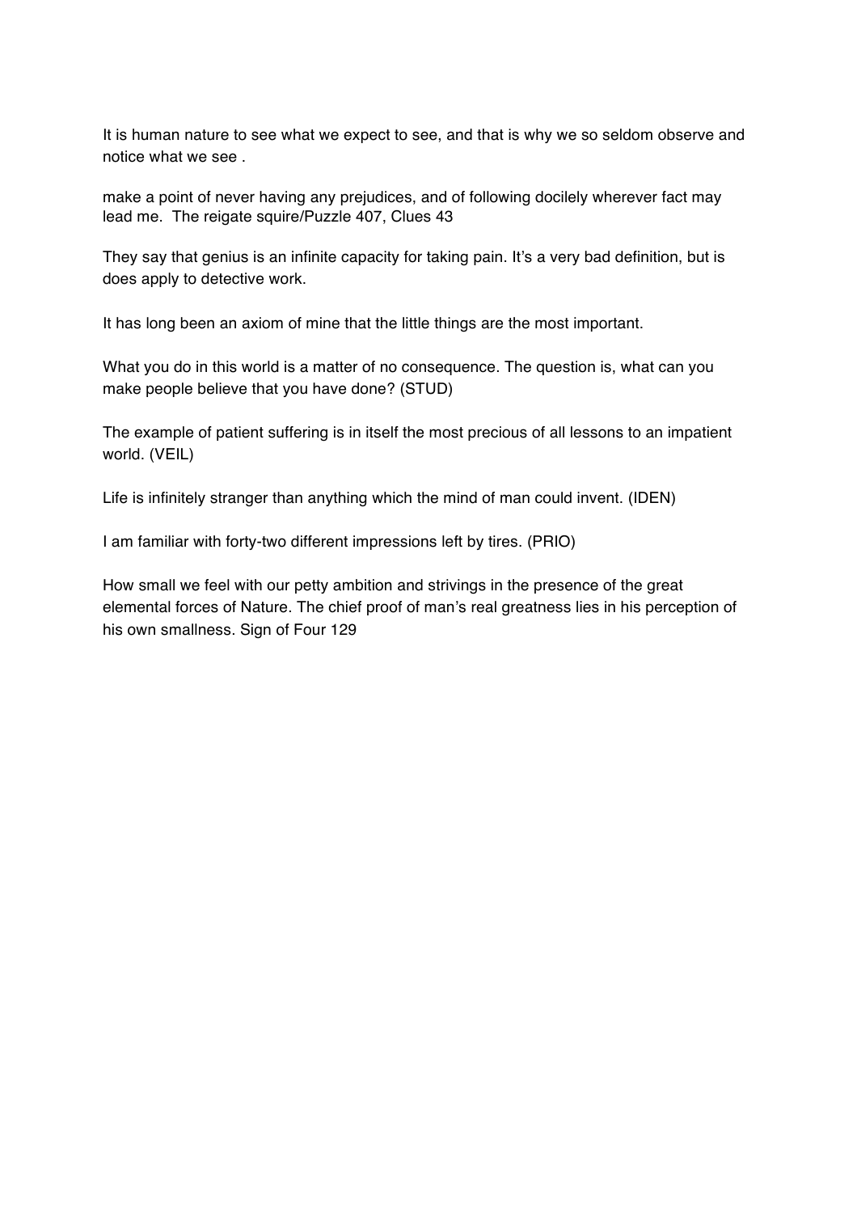It is human nature to see what we expect to see, and that is why we so seldom observe and notice what we see .

make a point of never having any prejudices, and of following docilely wherever fact may lead me. The reigate squire/Puzzle 407, Clues 43

They say that genius is an infinite capacity for taking pain. It's a very bad definition, but is does apply to detective work.

It has long been an axiom of mine that the little things are the most important.

What you do in this world is a matter of no consequence. The question is, what can you make people believe that you have done? (STUD)

The example of patient suffering is in itself the most precious of all lessons to an impatient world. (VEIL)

Life is infinitely stranger than anything which the mind of man could invent. (IDEN)

I am familiar with forty-two different impressions left by tires. (PRIO)

How small we feel with our petty ambition and strivings in the presence of the great elemental forces of Nature. The chief proof of man's real greatness lies in his perception of his own smallness. Sign of Four 129